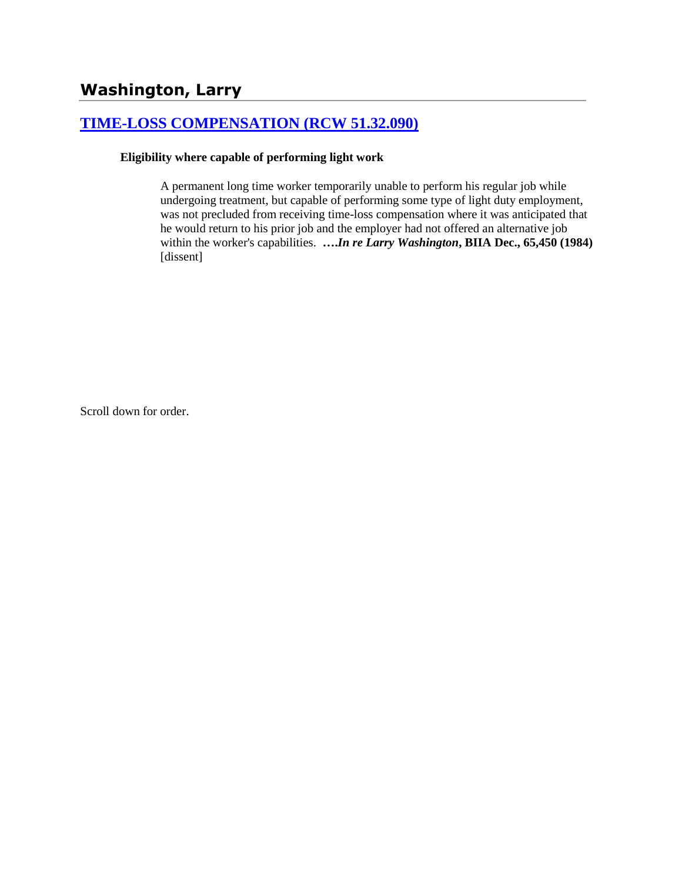## Washington, Larry

### [TIME-LOSS COMPENSATION (RCW 51.32.090)]

**Eligibility where capable of performing light work**

> A permanent long time worker temporarily unable to perform his regular job while undergoing treatment, but capable of performing some type of light duty employment, was not precluded from receiving time-loss compensation where it was anticipated that he would return to his prior job and the employer had not offered an alternative job within the worker's capabilities. ***….In re Larry Washington*, BIIA Dec., 65,450 (1984)** [dissent]

Scroll down for order.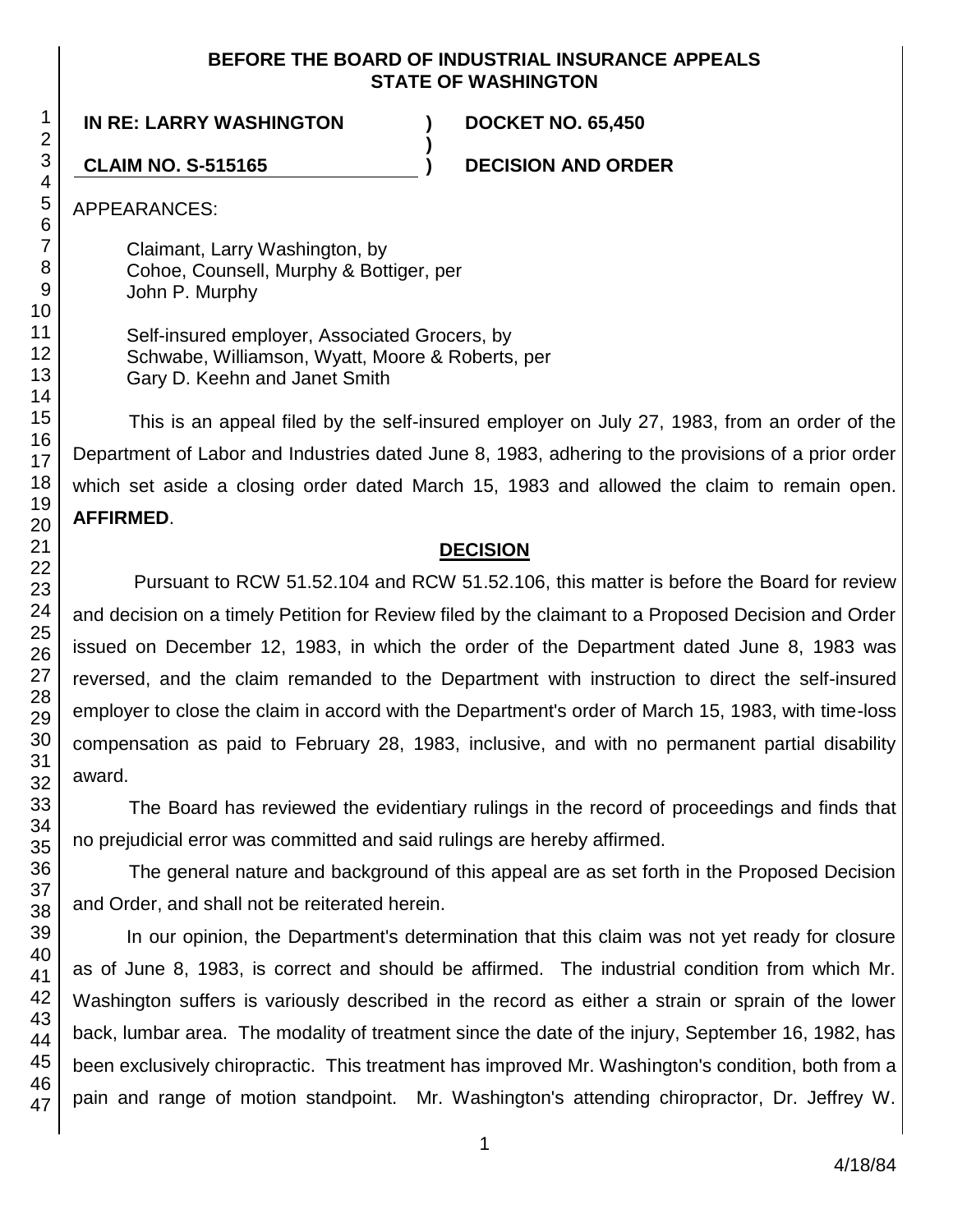**BEFORE THE BOARD OF INDUSTRIAL INSURANCE APPEALS STATE OF WASHINGTON**

**IN RE: LARRY WASHINGTON** ) **DOCKET NO. 65,450**
)
**CLAIM NO. S-515165** ) **DECISION AND ORDER**

APPEARANCES:

Claimant, Larry Washington, by
Cohoe, Counsell, Murphy & Bottiger, per
John P. Murphy

Self-insured employer, Associated Grocers, by
Schwabe, Williamson, Wyatt, Moore & Roberts, per
Gary D. Keehn and Janet Smith

This is an appeal filed by the self-insured employer on July 27, 1983, from an order of the Department of Labor and Industries dated June 8, 1983, adhering to the provisions of a prior order which set aside a closing order dated March 15, 1983 and allowed the claim to remain open. **AFFIRMED**.

## DECISION

Pursuant to RCW 51.52.104 and RCW 51.52.106, this matter is before the Board for review and decision on a timely Petition for Review filed by the claimant to a Proposed Decision and Order issued on December 12, 1983, in which the order of the Department dated June 8, 1983 was reversed, and the claim remanded to the Department with instruction to direct the self-insured employer to close the claim in accord with the Department's order of March 15, 1983, with time-loss compensation as paid to February 28, 1983, inclusive, and with no permanent partial disability award.

The Board has reviewed the evidentiary rulings in the record of proceedings and finds that no prejudicial error was committed and said rulings are hereby affirmed.

The general nature and background of this appeal are as set forth in the Proposed Decision and Order, and shall not be reiterated herein.

In our opinion, the Department's determination that this claim was not yet ready for closure as of June 8, 1983, is correct and should be affirmed. The industrial condition from which Mr. Washington suffers is variously described in the record as either a strain or sprain of the lower back, lumbar area. The modality of treatment since the date of the injury, September 16, 1982, has been exclusively chiropractic. This treatment has improved Mr. Washington's condition, both from a pain and range of motion standpoint. Mr. Washington's attending chiropractor, Dr. Jeffrey W.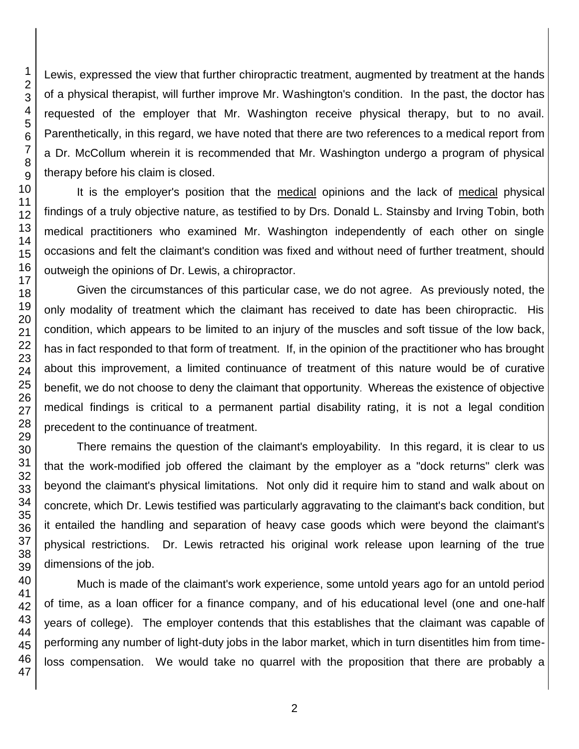Lewis, expressed the view that further chiropractic treatment, augmented by treatment at the hands of a physical therapist, will further improve Mr. Washington's condition. In the past, the doctor has requested of the employer that Mr. Washington receive physical therapy, but to no avail. Parenthetically, in this regard, we have noted that there are two references to a medical report from a Dr. McCollum wherein it is recommended that Mr. Washington undergo a program of physical therapy before his claim is closed.

It is the employer's position that the medical opinions and the lack of medical physical findings of a truly objective nature, as testified to by Drs. Donald L. Stainsby and Irving Tobin, both medical practitioners who examined Mr. Washington independently of each other on single occasions and felt the claimant's condition was fixed and without need of further treatment, should outweigh the opinions of Dr. Lewis, a chiropractor.

Given the circumstances of this particular case, we do not agree. As previously noted, the only modality of treatment which the claimant has received to date has been chiropractic. His condition, which appears to be limited to an injury of the muscles and soft tissue of the low back, has in fact responded to that form of treatment. If, in the opinion of the practitioner who has brought about this improvement, a limited continuance of treatment of this nature would be of curative benefit, we do not choose to deny the claimant that opportunity. Whereas the existence of objective medical findings is critical to a permanent partial disability rating, it is not a legal condition precedent to the continuance of treatment.

There remains the question of the claimant's employability. In this regard, it is clear to us that the work-modified job offered the claimant by the employer as a "dock returns" clerk was beyond the claimant's physical limitations. Not only did it require him to stand and walk about on concrete, which Dr. Lewis testified was particularly aggravating to the claimant's back condition, but it entailed the handling and separation of heavy case goods which were beyond the claimant's physical restrictions. Dr. Lewis retracted his original work release upon learning of the true dimensions of the job.

Much is made of the claimant's work experience, some untold years ago for an untold period of time, as a loan officer for a finance company, and of his educational level (one and one-half years of college). The employer contends that this establishes that the claimant was capable of performing any number of light-duty jobs in the labor market, which in turn disentitles him from time-loss compensation. We would take no quarrel with the proposition that there are probably a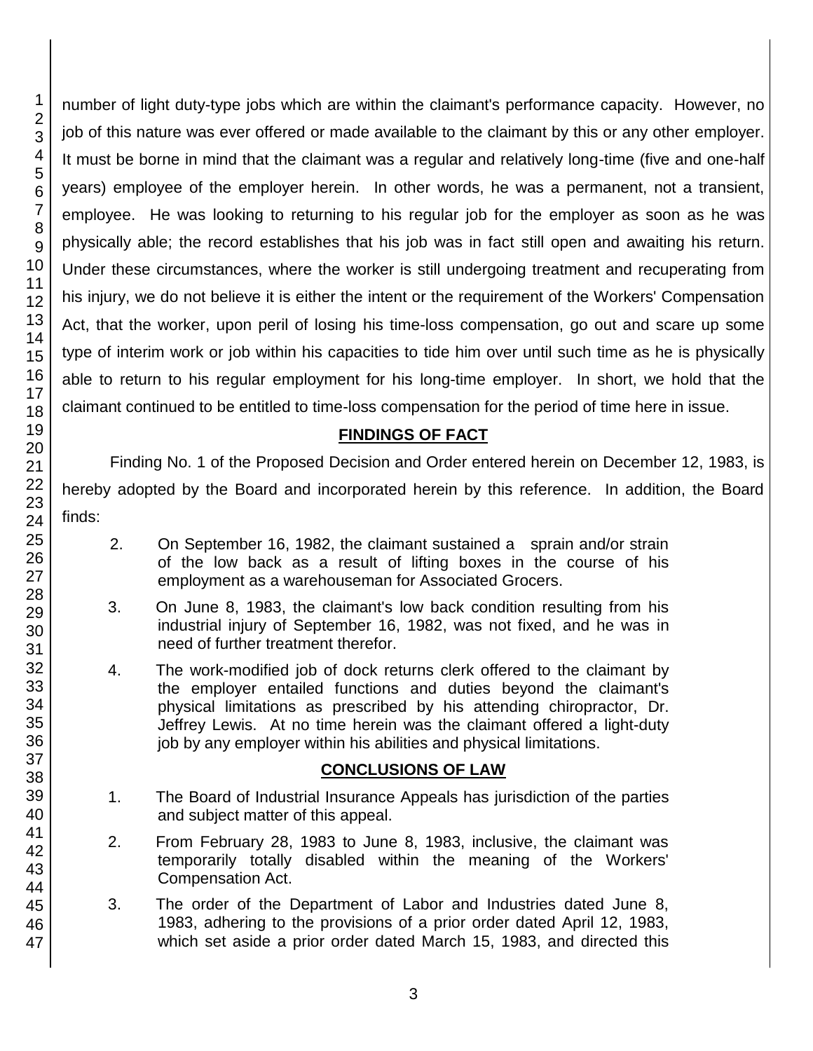number of light duty-type jobs which are within the claimant's performance capacity. However, no job of this nature was ever offered or made available to the claimant by this or any other employer. It must be borne in mind that the claimant was a regular and relatively long-time (five and one-half years) employee of the employer herein. In other words, he was a permanent, not a transient, employee. He was looking to returning to his regular job for the employer as soon as he was physically able; the record establishes that his job was in fact still open and awaiting his return. Under these circumstances, where the worker is still undergoing treatment and recuperating from his injury, we do not believe it is either the intent or the requirement of the Workers' Compensation Act, that the worker, upon peril of losing his time-loss compensation, go out and scare up some type of interim work or job within his capacities to tide him over until such time as he is physically able to return to his regular employment for his long-time employer. In short, we hold that the claimant continued to be entitled to time-loss compensation for the period of time here in issue.

## FINDINGS OF FACT

Finding No. 1 of the Proposed Decision and Order entered herein on December 12, 1983, is hereby adopted by the Board and incorporated herein by this reference. In addition, the Board finds:

2. On September 16, 1982, the claimant sustained a sprain and/or strain of the low back as a result of lifting boxes in the course of his employment as a warehouseman for Associated Grocers.

3. On June 8, 1983, the claimant's low back condition resulting from his industrial injury of September 16, 1982, was not fixed, and he was in need of further treatment therefor.

4. The work-modified job of dock returns clerk offered to the claimant by the employer entailed functions and duties beyond the claimant's physical limitations as prescribed by his attending chiropractor, Dr. Jeffrey Lewis. At no time herein was the claimant offered a light-duty job by any employer within his abilities and physical limitations.

## CONCLUSIONS OF LAW

1. The Board of Industrial Insurance Appeals has jurisdiction of the parties and subject matter of this appeal.

2. From February 28, 1983 to June 8, 1983, inclusive, the claimant was temporarily totally disabled within the meaning of the Workers' Compensation Act.

3. The order of the Department of Labor and Industries dated June 8, 1983, adhering to the provisions of a prior order dated April 12, 1983, which set aside a prior order dated March 15, 1983, and directed this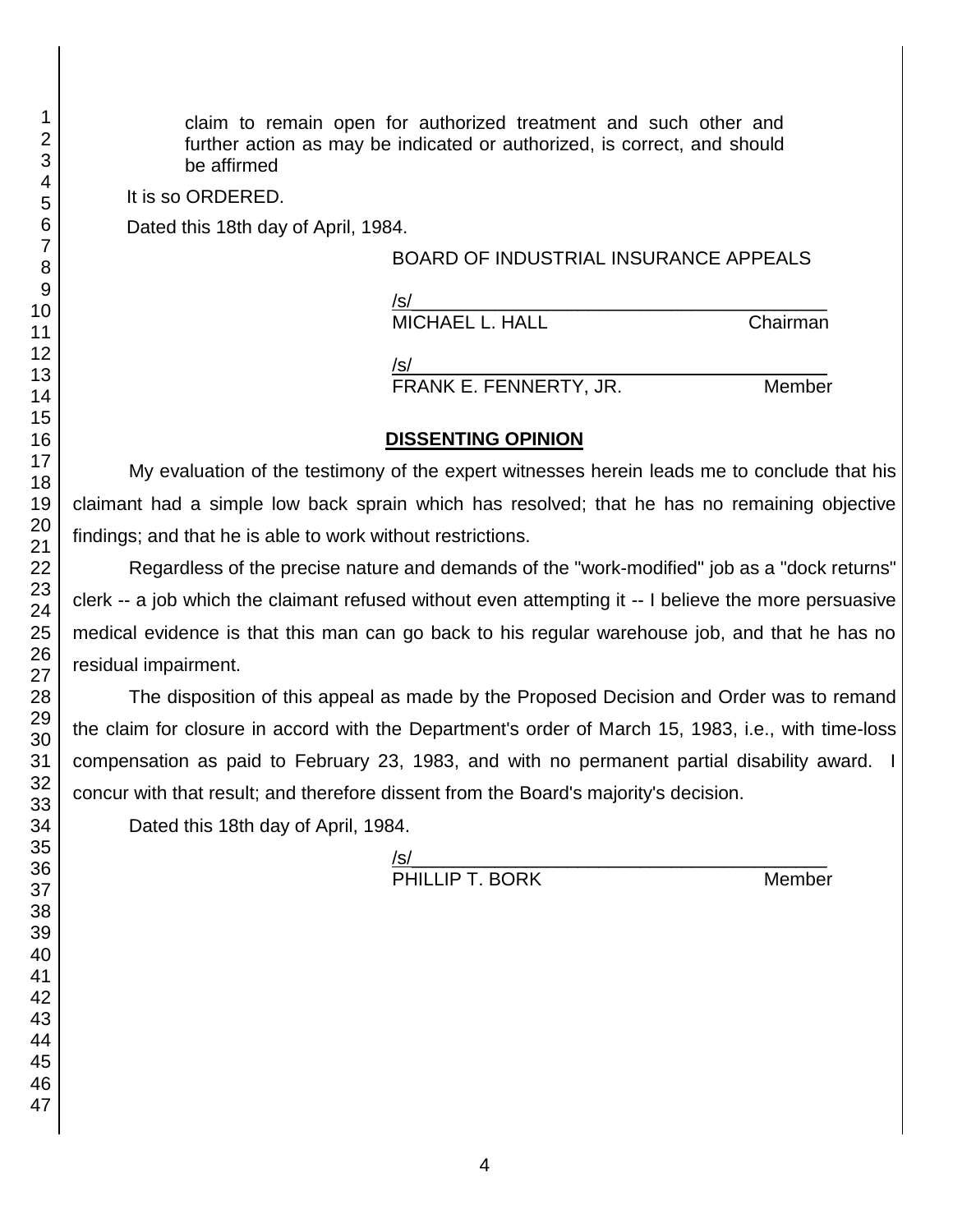claim to remain open for authorized treatment and such other and further action as may be indicated or authorized, is correct, and should be affirmed

It is so ORDERED.

Dated this 18th day of April, 1984.

BOARD OF INDUSTRIAL INSURANCE APPEALS

/s/
MICHAEL L. HALL Chairman

/s/
FRANK E. FENNERTY, JR. Member

**DISSENTING OPINION**

My evaluation of the testimony of the expert witnesses herein leads me to conclude that his claimant had a simple low back sprain which has resolved; that he has no remaining objective findings; and that he is able to work without restrictions.

Regardless of the precise nature and demands of the "work-modified" job as a "dock returns" clerk -- a job which the claimant refused without even attempting it -- I believe the more persuasive medical evidence is that this man can go back to his regular warehouse job, and that he has no residual impairment.

The disposition of this appeal as made by the Proposed Decision and Order was to remand the claim for closure in accord with the Department's order of March 15, 1983, i.e., with time-loss compensation as paid to February 23, 1983, and with no permanent partial disability award. I concur with that result; and therefore dissent from the Board's majority's decision.

Dated this 18th day of April, 1984.

/s/
PHILLIP T. BORK Member